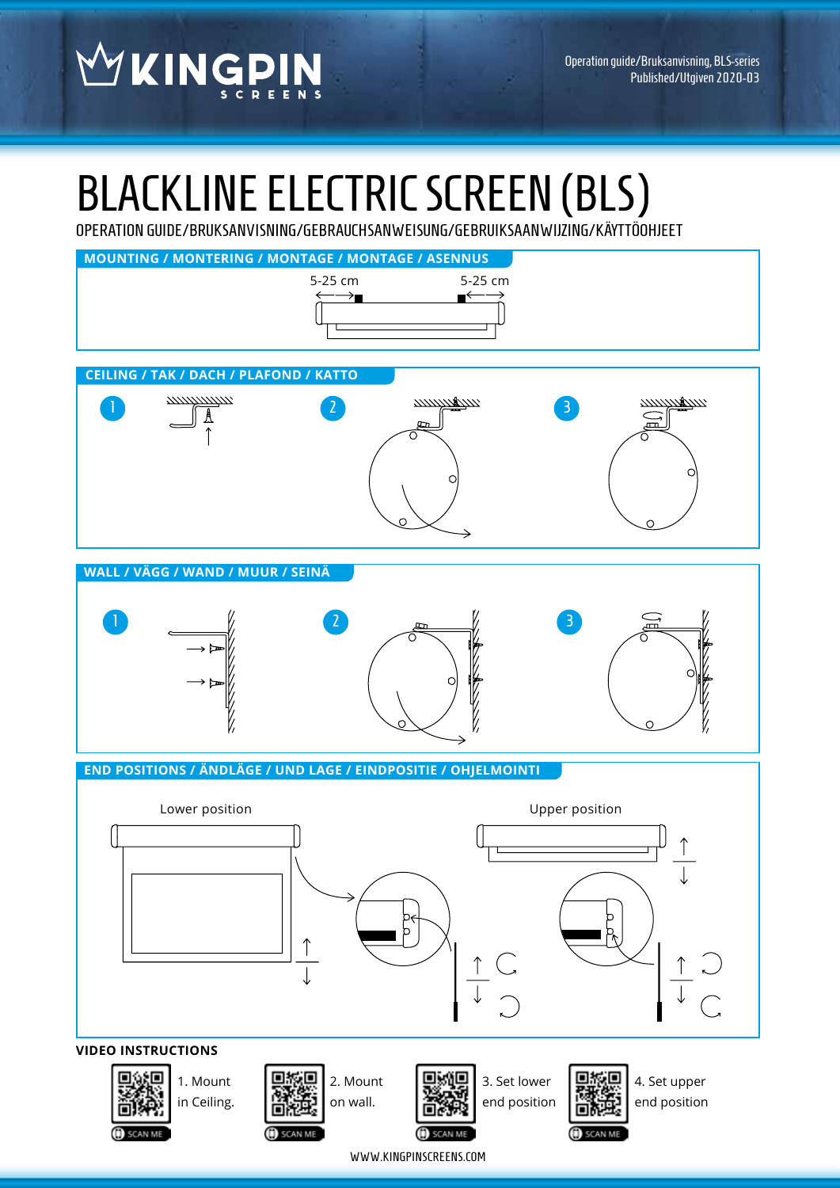KINGPIN SCREENS

Operation guide/Bruksanvisning, BLS-series
Published/Utgiven 2020-03

# BLACKLINE ELECTRIC SCREEN (BLS)

OPERATION GUIDE/BRUKSANVISNING/GEBRAUCHSANWEISUNG/GEBRUIKSAANWIJZING/KÄYTTÖOHJEET

## MOUNTING / MONTERING / MONTAGE / MONTAGE / ASENNUS

5-25 cm 5-25 cm

## CEILING / TAK / DACH / PLAFOND / KATTO

1 2 3

## WALL / VÄGG / WAND / MUUR / SEINÄ

1 2 3

## END POSITIONS / ÄNDLÄGE / UND LAGE / EINDPOSITIE / OHJELMOINTI

Lower position

Upper position

### VIDEO INSTRUCTIONS

1. Mount in Ceiling. (SCAN ME)
2. Mount on wall. (SCAN ME)
3. Set lower end position (SCAN ME)
4. Set upper end position (SCAN ME)

WWW.KINGPINSCREENS.COM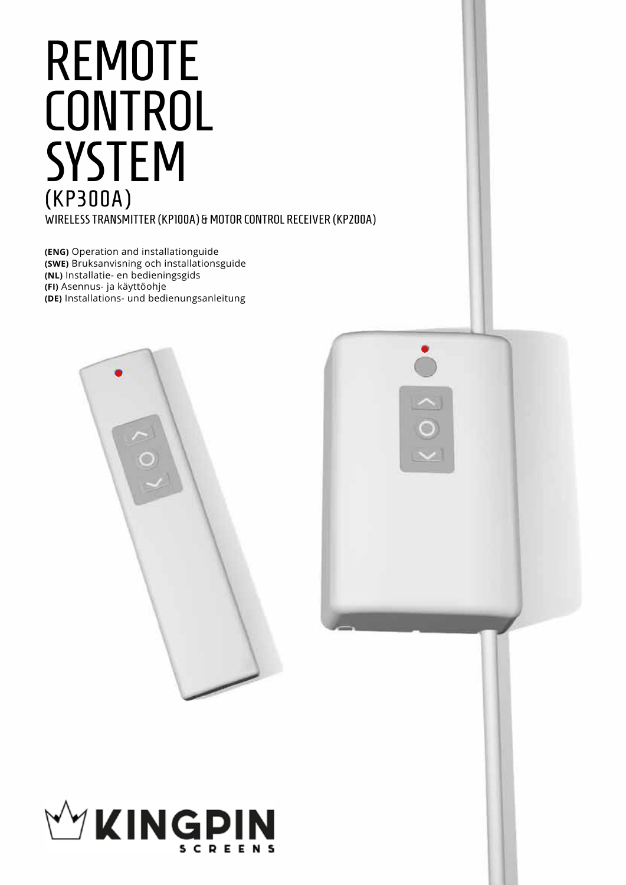# REMOTE CONTROL SYSTEM
## (KP300A)

WIRELESS TRANSMITTER (KP100A) & MOTOR CONTROL RECEIVER (KP200A)

**(ENG)** Operation and installationguide
**(SWE)** Bruksanvisning och installationsguide
**(NL)** Installatie- en bedieningsgids
**(FI)** Asennus- ja käyttöohje
**(DE)** Installations- und bedienungsanleitung

KINGPIN SCREENS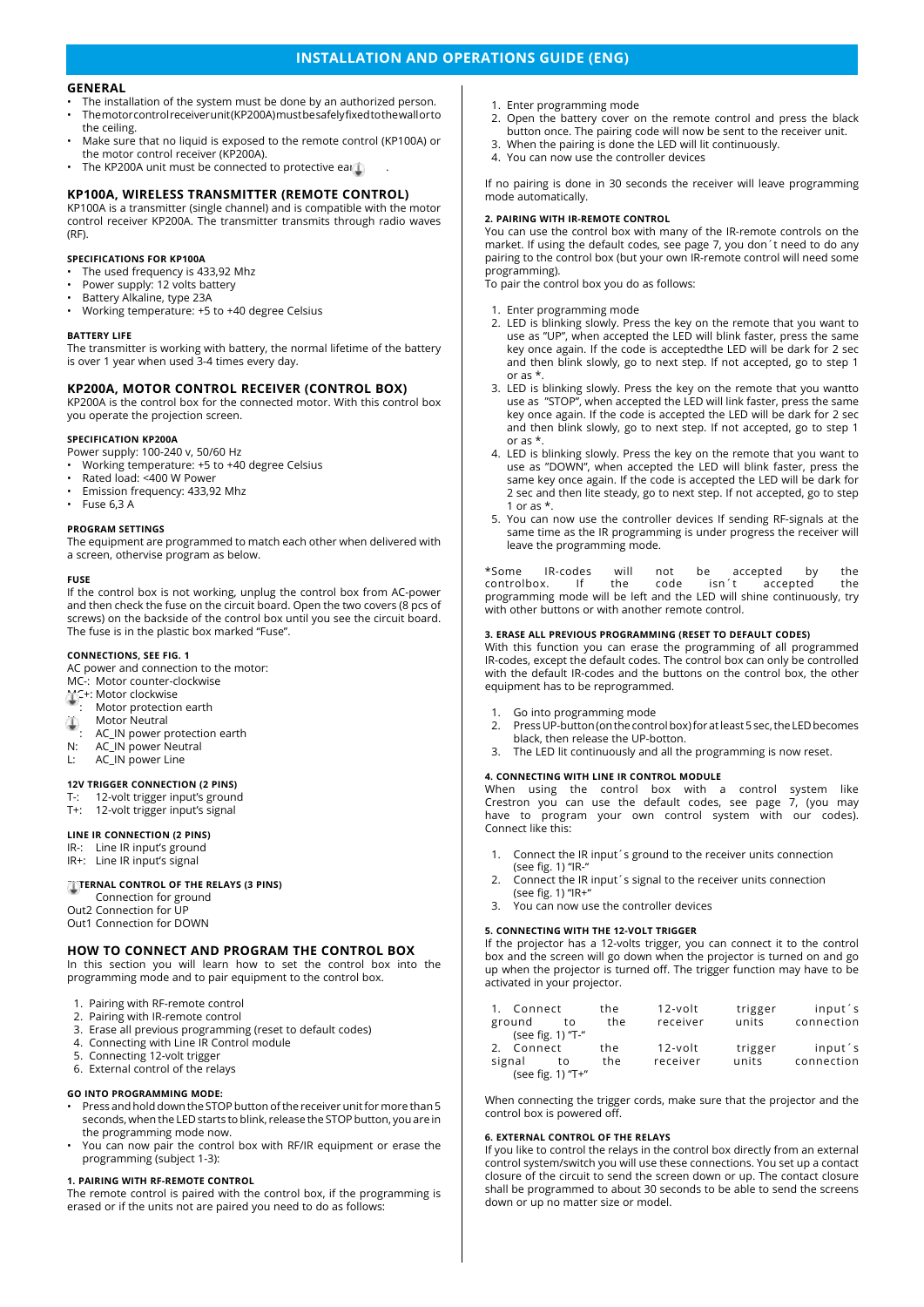## INSTALLATION AND OPERATIONS GUIDE (ENG)

### GENERAL

- The installation of the system must be done by an authorized person.
- The motor control receiver unit (KP200A) must be safely fixed to the wall or to the ceiling.
- Make sure that no liquid is exposed to the remote control (KP100A) or the motor control receiver (KP200A).
- The KP200A unit must be connected to protective earth.

### KP100A, WIRELESS TRANSMITTER (REMOTE CONTROL)

KP100A is a transmitter (single channel) and is compatible with the motor control receiver KP200A. The transmitter transmits through radio waves (RF).

**SPECIFICATIONS FOR KP100A**

- The used frequency is 433,92 Mhz
- Power supply: 12 volts battery
- Battery Alkaline, type 23A
- Working temperature: +5 to +40 degree Celsius

**BATTERY LIFE**

The transmitter is working with battery, the normal lifetime of the battery is over 1 year when used 3-4 times every day.

### KP200A, MOTOR CONTROL RECEIVER (CONTROL BOX)

KP200A is the control box for the connected motor. With this control box you operate the projection screen.

**SPECIFICATION KP200A**

Power supply: 100-240 v, 50/60 Hz

- Working temperature: +5 to +40 degree Celsius
- Rated load: <400 W Power
- Emission frequency: 433,92 Mhz
- Fuse 6,3 A

**PROGRAM SETTINGS**

The equipment are programmed to match each other when delivered with a screen, otherwise program as below.

**FUSE**

If the control box is not working, unplug the control box from AC-power and then check the fuse on the circuit board. Open the two covers (8 pcs of screws) on the backside of the control box until you see the circuit board. The fuse is in the plastic box marked "Fuse".

**CONNECTIONS, SEE FIG. 1**

AC power and connection to the motor:
MC-: Motor counter-clockwise
MC+: Motor clockwise
⏚: Motor protection earth
N: Motor Neutral
⏚: AC_IN power protection earth
N: AC_IN power Neutral
L: AC_IN power Line

**12V TRIGGER CONNECTION (2 PINS)**

T-: 12-volt trigger input's ground
T+: 12-volt trigger input's signal

**LINE IR CONNECTION (2 PINS)**

IR-: Line IR input's ground
IR+: Line IR input's signal

**EXTERNAL CONTROL OF THE RELAYS (3 PINS)**

⏚: Connection for ground
Out2 Connection for UP
Out1 Connection for DOWN

### HOW TO CONNECT AND PROGRAM THE CONTROL BOX

In this section you will learn how to set the control box into the programming mode and to pair equipment to the control box.

1. Pairing with RF-remote control
2. Pairing with IR-remote control
3. Erase all previous programming (reset to default codes)
4. Connecting with Line IR Control module
5. Connecting 12-volt trigger
6. External control of the relays

**GO INTO PROGRAMMING MODE:**

- Press and hold down the STOP button of the receiver unit for more than 5 seconds, when the LED starts to blink, release the STOP button, you are in the programming mode now.
- You can now pair the control box with RF/IR equipment or erase the programming (subject 1-3):

**1. PAIRING WITH RF-REMOTE CONTROL**

The remote control is paired with the control box, if the programming is erased or if the units not are paired you need to do as follows:

1. Enter programming mode
2. Open the battery cover on the remote control and press the black button once. The pairing code will now be sent to the receiver unit.
3. When the pairing is done the LED will lit continuously.
4. You can now use the controller devices

If no pairing is done in 30 seconds the receiver will leave programming mode automatically.

**2. PAIRING WITH IR-REMOTE CONTROL**

You can use the control box with many of the IR-remote controls on the market. If using the default codes, see page 7, you don´t need to do any pairing to the control box (but your own IR-remote control will need some programming).
To pair the control box you do as follows:

1. Enter programming mode
2. LED is blinking slowly. Press the key on the remote that you want to use as "UP", when accepted the LED will blink faster, press the same key once again. If the code is acceptedthe LED will be dark for 2 sec and then blink slowly, go to next step. If not accepted, go to step 1 or as *.
3. LED is blinking slowly. Press the key on the remote that you wantto use as "STOP", when accepted the LED will link faster, press the same key once again. If the code is accepted the LED will be dark for 2 sec and then blink slowly, go to next step. If not accepted, go to step 1 or as *.
4. LED is blinking slowly. Press the key on the remote that you want to use as "DOWN", when accepted the LED will blink faster, press the same key once again. If the code is accepted the LED will be dark for 2 sec and then lite steady, go to next step. If not accepted, go to step 1 or as *.
5. You can now use the controller devices If sending RF-signals at the same time as the IR programming is under progress the receiver will leave the programming mode.

*Some IR-codes will not be accepted by the controlbox. If the code isn´t accepted the programming mode will be left and the LED will shine continuously, try with other buttons or with another remote control.

**3. ERASE ALL PREVIOUS PROGRAMMING (RESET TO DEFAULT CODES)**

With this function you can erase the programming of all programmed IR-codes, except the default codes. The control box can only be controlled with the default IR-codes and the buttons on the control box, the other equipment has to be reprogrammed.

1. Go into programming mode
2. Press UP-button (on the control box) for at least 5 sec, the LED becomes black, then release the UP-botton.
3. The LED lit continuously and all the programming is now reset.

**4. CONNECTING WITH LINE IR CONTROL MODULE**

When using the control box with a control system like Crestron you can use the default codes, see page 7, (you may have to program your own control system with our codes). Connect like this:

1. Connect the IR input´s ground to the receiver units connection (see fig. 1) "IR-"
2. Connect the IR input´s signal to the receiver units connection (see fig. 1) "IR+"
3. You can now use the controller devices

**5. CONNECTING WITH THE 12-VOLT TRIGGER**

If the projector has a 12-volts trigger, you can connect it to the control box and the screen will go down when the projector is turned on and go up when the projector is turned off. The trigger function may have to be activated in your projector.

1. Connect the 12-volt trigger input´s ground to the receiver units connection (see fig. 1) "T-"
2. Connect the 12-volt trigger input´s signal to the receiver units connection (see fig. 1) "T+"

When connecting the trigger cords, make sure that the projector and the control box is powered off.

**6. EXTERNAL CONTROL OF THE RELAYS**

If you like to control the relays in the control box directly from an external control system/switch you will use these connections. You set up a contact closure of the circuit to send the screen down or up. The contact closure shall be programmed to about 30 seconds to be able to send the screens down or up no matter size or model.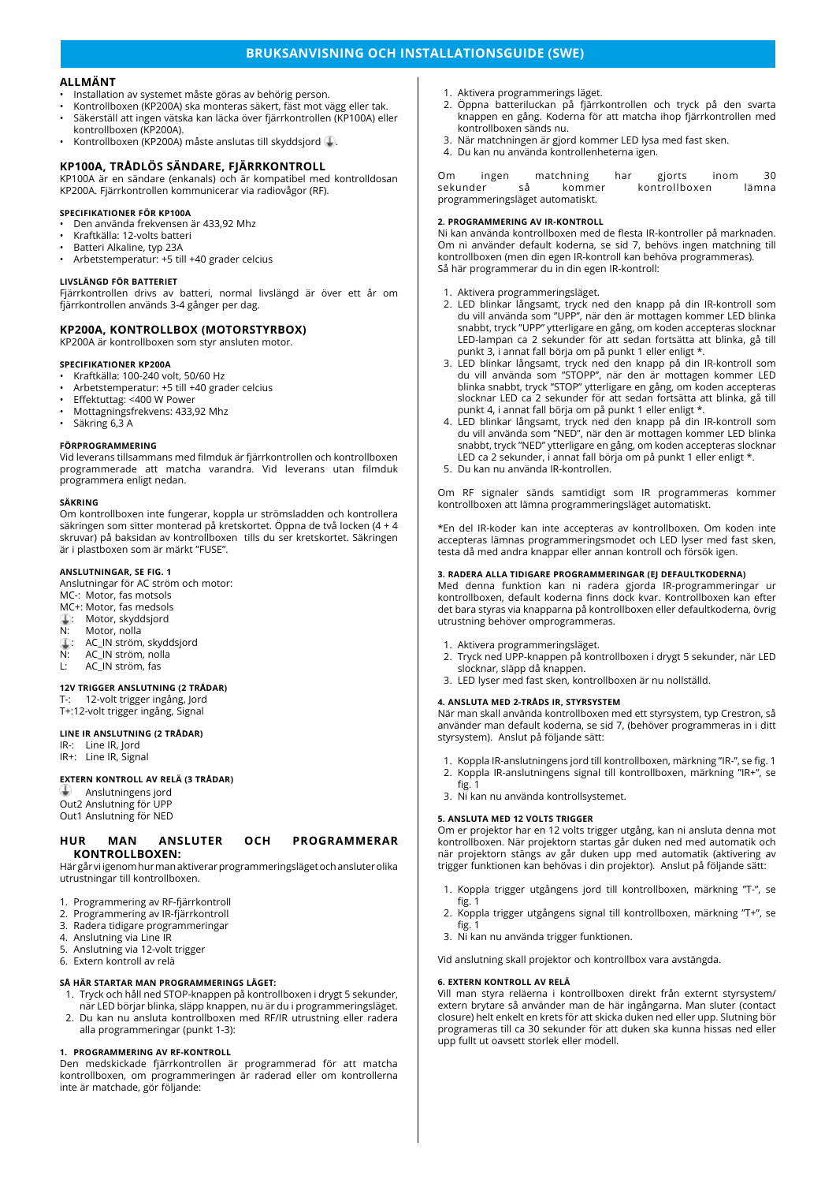# BRUKSANVISNING OCH INSTALLATIONSGUIDE (SWE)

## ALLMÄNT

- Installation av systemet måste göras av behörig person.
- Kontrollboxen (KP200A) ska monteras säkert, fäst mot vägg eller tak.
- Säkerställ att ingen vätska kan läcka över fjärrkontrollen (KP100A) eller kontrollboxen (KP200A).
- Kontrollboxen (KP200A) måste anslutas till skyddsjord ⏚.

## KP100A, TRÅDLÖS SÄNDARE, FJÄRRKONTROLL

KP100A är en sändare (enkanals) och är kompatibel med kontrolldosan KP200A. Fjärrkontrollen kommunicerar via radiovågor (RF).

#### SPECIFIKATIONER FÖR KP100A

- Den använda frekvensen är 433,92 Mhz
- Kraftkälla: 12-volts batteri
- Batteri Alkaline, typ 23A
- Arbetstemperatur: +5 till +40 grader celcius

#### LIVSLÄNGD FÖR BATTERIET

Fjärrkontrollen drivs av batteri, normal livslängd är över ett år om fjärrkontrollen används 3-4 gånger per dag.

## KP200A, KONTROLLBOX (MOTORSTYRBOX)

KP200A är kontrollboxen som styr ansluten motor.

#### SPECIFIKATIONER KP200A

- Kraftkälla: 100-240 volt, 50/60 Hz
- Arbetstemperatur: +5 till +40 grader celcius
- Effektuttag: <400 W Power
- Mottagningsfrekvens: 433,92 Mhz
- Säkring 6,3 A

#### FÖRPROGRAMMERING

Vid leverans tillsammans med filmduk är fjärrkontrollen och kontrollboxen programmerade att matcha varandra. Vid leverans utan filmduk programmera enligt nedan.

#### SÄKRING

Om kontrollboxen inte fungerar, koppla ur strömsladden och kontrollera säkringen som sitter monterad på kretskortet. Öppna de två locken (4 + 4 skruvar) på baksidan av kontrollboxen tills du ser kretskortet. Säkringen är i plastboxen som är märkt "FUSE".

#### ANSLUTNINGAR, SE FIG. 1

Anslutningar för AC ström och motor:
MC-: Motor, fas motsols
MC+: Motor, fas medsols
⏚: Motor, skyddsjord
N: Motor, nolla
⏚: AC_IN ström, skyddsjord
N: AC_IN ström, nolla
L: AC_IN ström, fas

#### 12V TRIGGER ANSLUTNING (2 TRÅDAR)

T-: 12-volt trigger ingång, Jord
T+:12-volt trigger ingång, Signal

#### LINE IR ANSLUTNING (2 TRÅDAR)

IR-: Line IR, Jord
IR+: Line IR, Signal

#### EXTERN KONTROLL AV RELÄ (3 TRÅDAR)

⏚ Anslutningens jord
Out2 Anslutning för UPP
Out1 Anslutning för NED

## HUR MAN ANSLUTER OCH PROGRAMMERAR KONTROLLBOXEN:

Här går vi igenom hur man aktiverar programmeringsläget och ansluter olika utrustningar till kontrollboxen.

1. Programmering av RF-fjärrkontroll
2. Programmering av IR-fjärrkontroll
3. Radera tidigare programmeringar
4. Anslutning via Line IR
5. Anslutning via 12-volt trigger
6. Extern kontroll av relä

#### SÅ HÄR STARTAR MAN PROGRAMMERINGS LÄGET:

1. Tryck och håll ned STOP-knappen på kontrollboxen i drygt 5 sekunder, när LED börjar blinka, släpp knappen, nu är du i programmeringsläget.
2. Du kan nu ansluta kontrollboxen med RF/IR utrustning eller radera alla programmeringar (punkt 1-3):

#### 1. PROGRAMMERING AV RF-KONTROLL

Den medskickade fjärrkontrollen är programmerad för att matcha kontrollboxen, om programmeringen är raderad eller om kontrollerna inte är matchade, gör följande:

1. Aktivera programmerings läget.
2. Öppna batteriluckan på fjärrkontrollen och tryck på den svarta knappen en gång. Koderna för att matcha ihop fjärrkontrollen med kontrollboxen sänds nu.
3. När matchningen är gjord kommer LED lysa med fast sken.
4. Du kan nu använda kontrollenheterna igen.

Om ingen matchning har gjorts inom 30 sekunder så kommer kontrollboxen lämna programmeringsläget automatiskt.

#### 2. PROGRAMMERING AV IR-KONTROLL

Ni kan använda kontrollboxen med de flesta IR-kontroller på marknaden. Om ni använder default koderna, se sid 7, behövs ingen matchning till kontrollboxen (men din egen IR-kontroll kan behöva programmeras). Så här programmerar du in din egen IR-kontroll:

1. Aktivera programmeringsläget.
2. LED blinkar långsamt, tryck ned den knapp på din IR-kontroll som du vill använda som "UPP", när den är mottagen kommer LED blinka snabbt, tryck "UPP" ytterligare en gång, om koden accepteras slocknar LED-lampan ca 2 sekunder för att sedan fortsätta att blinka, gå till punkt 3, i annat fall börja om på punkt 1 eller enligt *.
3. LED blinkar långsamt, tryck ned den knapp på din IR-kontroll som du vill använda som "STOPP", när den är mottagen kommer LED blinka snabbt, tryck "STOP" ytterligare en gång, om koden accepteras slocknar LED ca 2 sekunder för att sedan fortsätta att blinka, gå till punkt 4, i annat fall börja om på punkt 1 eller enligt *.
4. LED blinkar långsamt, tryck ned den knapp på din IR-kontroll som du vill använda som "NED", när den är mottagen kommer LED blinka snabbt, tryck "NED" ytterligare en gång, om koden accepteras slocknar LED ca 2 sekunder, i annat fall börja om på punkt 1 eller enligt *.
5. Du kan nu använda IR-kontrollen.

Om RF signaler sänds samtidigt som IR programmeras kommer kontrollboxen att lämna programmeringsläget automatiskt.

*En del IR-koder kan inte accepteras av kontrollboxen. Om koden inte accepteras lämnas programmeringsmodet och LED lyser med fast sken, testa då med andra knappar eller annan kontroll och försök igen.

#### 3. RADERA ALLA TIDIGARE PROGRAMMERINGAR (EJ DEFAULTKODERNA)

Med denna funktion kan ni radera gjorda IR-programmeringar ur kontrollboxen, default koderna finns dock kvar. Kontrollboxen kan efter det bara styras via knapparna på kontrollboxen eller defaultkoderna, övrig utrustning behöver omprogrammeras.

1. Aktivera programmeringsläget.
2. Tryck ned UPP-knappen på kontrollboxen i drygt 5 sekunder, när LED slocknar, släpp då knappen.
3. LED lyser med fast sken, kontrollboxen är nu nollställd.

#### 4. ANSLUTA MED 2-TRÅDS IR, STYRSYSTEM

När man skall använda kontrollboxen med ett styrsystem, typ Crestron, så använder man default koderna, se sid 7, (behöver programmeras in i ditt styrsystem). Anslut på följande sätt:

1. Koppla IR-anslutningens jord till kontrollboxen, märkning "IR-", se fig. 1
2. Koppla IR-anslutningens signal till kontrollboxen, märkning "IR+", se fig. 1
3. Ni kan nu använda kontrollsystemet.

#### 5. ANSLUTA MED 12 VOLTS TRIGGER

Om er projektor har en 12 volts trigger utgång, kan ni ansluta denna mot kontrollboxen. När projektorn startas går duken ned med automatik och när projektorn stängs av går duken upp med automatik (aktivering av trigger funktionen kan behövas i din projektor). Anslut på följande sätt:

1. Koppla trigger utgångens jord till kontrollboxen, märkning "T-", se fig. 1
2. Koppla trigger utgångens signal till kontrollboxen, märkning "T+", se fig. 1
3. Ni kan nu använda trigger funktionen.

Vid anslutning skall projektor och kontrollbox vara avstängda.

#### 6. EXTERN KONTROLL AV RELÄ

Vill man styra reläerna i kontrollboxen direkt från externt styrsystem/ extern brytare så använder man de här ingångarna. Man sluter (contact closure) helt enkelt en krets för att skicka duken ned eller upp. Slutning bör programeras till ca 30 sekunder för att duken ska kunna hissas ned eller upp fullt ut oavsett storlek eller modell.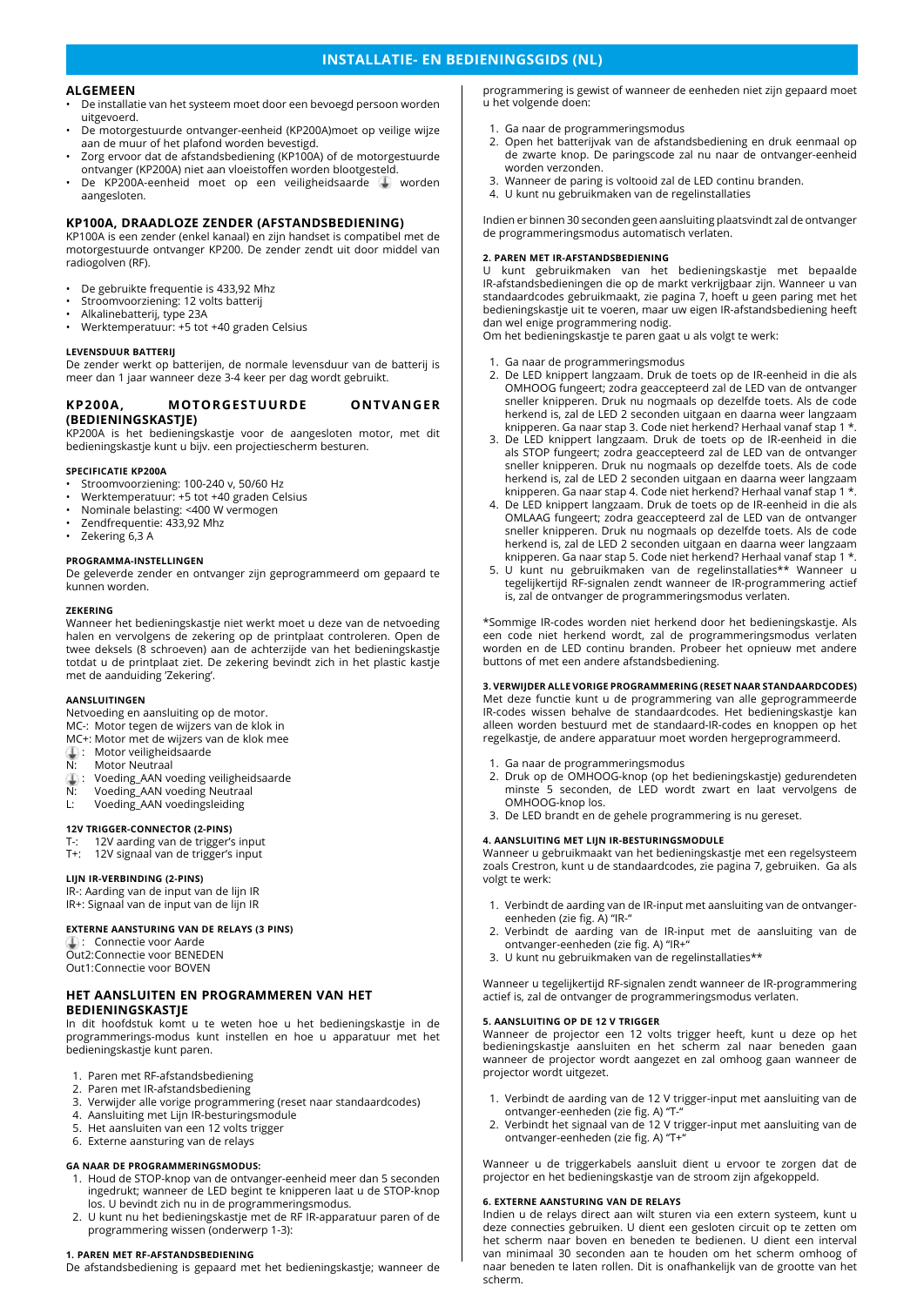# INSTALLATIE- EN BEDIENINGSGIDS (NL)

## ALGEMEEN

- De installatie van het systeem moet door een bevoegd persoon worden uitgevoerd.
- De motorgestuurde ontvanger-eenheid (KP200A)moet op veilige wijze aan de muur of het plafond worden bevestigd.
- Zorg ervoor dat de afstandsbediening (KP100A) of de motorgestuurde ontvanger (KP200A) niet aan vloeistoffen worden blootgesteld.
- De KP200A-eenheid moet op een veiligheidsaarde ⏚ worden aangesloten.

## KP100A, DRAADLOZE ZENDER (AFSTANDSBEDIENING)

KP100A is een zender (enkel kanaal) en zijn handset is compatibel met de motorgestuurde ontvanger KP200. De zender zendt uit door middel van radiogolven (RF).

- De gebruikte frequentie is 433,92 Mhz
- Stroomvoorziening: 12 volts batterij
- Alkalinebatterij, type 23A
- Werktemperatuur: +5 tot +40 graden Celsius

#### LEVENSDUUR BATTERIJ

De zender werkt op batterijen, de normale levensduur van de batterij is meer dan 1 jaar wanneer deze 3-4 keer per dag wordt gebruikt.

## KP200A, MOTORGESTUURDE ONTVANGER (BEDIENINGSKASTJE)

KP200A is het bedieningskastje voor de aangesloten motor, met dit bedieningskastje kunt u bijv. een projectiescherm besturen.

#### SPECIFICATIE KP200A

- Stroomvoorziening: 100-240 v, 50/60 Hz
- Werktemperatuur: +5 tot +40 graden Celsius
- Nominale belasting: <400 W vermogen
- Zendfrequentie: 433,92 Mhz
- Zekering 6,3 A

#### PROGRAMMA-INSTELLINGEN

De geleverde zender en ontvanger zijn geprogrammeerd om gepaard te kunnen worden.

#### ZEKERING

Wanneer het bedieningskastje niet werkt moet u deze van de netvoeding halen en vervolgens de zekering op de printplaat controleren. Open de twee deksels (8 schroeven) aan de achterzijde van het bedieningskastje totdat u de printplaat ziet. De zekering bevindt zich in het plastic kastje met de aanduiding 'Zekering'.

#### AANSLUITINGEN

Netvoeding en aansluiting op de motor.
MC-: Motor tegen de wijzers van de klok in
MC+: Motor met de wijzers van de klok mee
⏚ : Motor veiligheidsaarde
N: Motor Neutraal
⏚ : Voeding_AAN voeding veiligheidsaarde
N: Voeding_AAN voeding Neutraal
L: Voeding_AAN voedingsleiding

#### 12V TRIGGER-CONNECTOR (2-PINS)

T-: 12V aarding van de trigger's input
T+: 12V signaal van de trigger's input

#### LIJN IR-VERBINDING (2-PINS)

IR-: Aarding van de input van de lijn IR
IR+: Signaal van de input van de lijn IR

#### EXTERNE AANSTURING VAN DE RELAYS (3 PINS)

⏚ : Connectie voor Aarde
Out2:Connectie voor BENEDEN
Out1:Connectie voor BOVEN

## HET AANSLUITEN EN PROGRAMMEREN VAN HET BEDIENINGSKASTJE

In dit hoofdstuk komt u te weten hoe u het bedieningskastje in de programmerings-modus kunt instellen en hoe u apparatuur met het bedieningskastje kunt paren.

1. Paren met RF-afstandsbediening
2. Paren met IR-afstandsbediening
3. Verwijder alle vorige programmering (reset naar standaardcodes)
4. Aansluiting met Lijn IR-besturingsmodule
5. Het aansluiten van een 12 volts trigger
6. Externe aansturing van de relays

#### GA NAAR DE PROGRAMMERINGSMODUS:

1. Houd de STOP-knop van de ontvanger-eenheid meer dan 5 seconden ingedrukt; wanneer de LED begint te knipperen laat u de STOP-knop los. U bevindt zich nu in de programmeringsmodus.
2. U kunt nu het bedieningskastje met de RF IR-apparatuur paren of de programmering wissen (onderwerp 1-3):

#### 1. PAREN MET RF-AFSTANDSBEDIENING

De afstandsbediening is gepaard met het bedieningskastje; wanneer de programmering is gewist of wanneer de eenheden niet zijn gepaard moet u het volgende doen:

1. Ga naar de programmeringsmodus
2. Open het batterijvak van de afstandsbediening en druk eenmaal op de zwarte knop. De paringscode zal nu naar de ontvanger-eenheid worden verzonden.
3. Wanneer de paring is voltooid zal de LED continu branden.
4. U kunt nu gebruikmaken van de regelinstallaties

Indien er binnen 30 seconden geen aansluiting plaatsvindt zal de ontvanger de programmeringsmodus automatisch verlaten.

#### 2. PAREN MET IR-AFSTANDSBEDIENING

U kunt gebruikmaken van het bedieningskastje met bepaalde IR-afstandsbedieningen die op de markt verkrijgbaar zijn. Wanneer u van standaardcodes gebruikmaakt, zie pagina 7, hoeft u geen paring met het bedieningskastje uit te voeren, maar uw eigen IR-afstandsbediening heeft dan wel enige programmering nodig.
Om het bedieningskastje te paren gaat u als volgt te werk:

1. Ga naar de programmeringsmodus
2. De LED knippert langzaam. Druk de toets op de IR-eenheid in die als OMHOOG fungeert; zodra geaccepteerd zal de LED van de ontvanger sneller knipperen. Druk nu nogmaals op dezelfde toets. Als de code herkend is, zal de LED 2 seconden uitgaan en daarna weer langzaam knipperen. Ga naar stap 3. Code niet herkend? Herhaal vanaf stap 1 *.
3. De LED knippert langzaam. Druk de toets op de IR-eenheid in die als STOP fungeert; zodra geaccepteerd zal de LED van de ontvanger sneller knipperen. Druk nu nogmaals op dezelfde toets. Als de code herkend is, zal de LED 2 seconden uitgaan en daarna weer langzaam knipperen. Ga naar stap 4. Code niet herkend? Herhaal vanaf stap 1 *.
4. De LED knippert langzaam. Druk de toets op de IR-eenheid in die als OMLAAG fungeert; zodra geaccepteerd zal de LED van de ontvanger sneller knipperen. Druk nu nogmaals op dezelfde toets. Als de code herkend is, zal de LED 2 seconden uitgaan en daarna weer langzaam knipperen. Ga naar stap 5. Code niet herkend? Herhaal vanaf stap 1 *.
5. U kunt nu gebruikmaken van de regelinstallaties** Wanneer u tegelijkertijd RF-signalen zendt wanneer de IR-programmering actief is, zal de ontvanger de programmeringsmodus verlaten.

*Sommige IR-codes worden niet herkend door het bedieningskastje. Als een code niet herkend wordt, zal de programmeringsmodus verlaten worden en de LED continu branden. Probeer het opnieuw met andere buttons of met een andere afstandsbediening.

#### 3. VERWIJDER ALLE VORIGE PROGRAMMERING (RESET NAAR STANDAARDCODES)

Met deze functie kunt u de programmering van alle geprogrammeerde IR-codes wissen behalve de standaardcodes. Het bedieningskastje kan alleen worden bestuurd met de standaard-IR-codes en knoppen op het regelkastje, de andere apparatuur moet worden hergeprogrammeerd.

1. Ga naar de programmeringsmodus
2. Druk op de OMHOOG-knop (op het bedieningskastje) gedurendeten minste 5 seconden, de LED wordt zwart en laat vervolgens de OMHOOG-knop los.
3. De LED brandt en de gehele programmering is nu gereset.

#### 4. AANSLUITING MET LIJN IR-BESTURINGSMODULE

Wanneer u gebruikmaakt van het bedieningskastje met een regelsysteem zoals Crestron, kunt u de standaardcodes, zie pagina 7, gebruiken. Ga als volgt te werk:

1. Verbindt de aarding van de IR-input met aansluiting van de ontvanger-eenheden (zie fig. A) "IR-"
2. Verbindt de aarding van de IR-input met de aansluiting van de ontvanger-eenheden (zie fig. A) "IR+"
3. U kunt nu gebruikmaken van de regelinstallaties**

Wanneer u tegelijkertijd RF-signalen zendt wanneer de IR-programmering actief is, zal de ontvanger de programmeringsmodus verlaten.

#### 5. AANSLUITING OP DE 12 V TRIGGER

Wanneer de projector een 12 volts trigger heeft, kunt u deze op het bedieningskastje aansluiten en het scherm zal naar beneden gaan wanneer de projector wordt aangezet en zal omhoog gaan wanneer de projector wordt uitgezet.

1. Verbindt de aarding van de 12 V trigger-input met aansluiting van de ontvanger-eenheden (zie fig. A) "T-"
2. Verbindt het signaal van de 12 V trigger-input met aansluiting van de ontvanger-eenheden (zie fig. A) "T+"

Wanneer u de triggerkabels aansluit dient u ervoor te zorgen dat de projector en het bedieningskastje van de stroom zijn afgekoppeld.

#### 6. EXTERNE AANSTURING VAN DE RELAYS

Indien u de relays direct aan wilt sturen via een extern systeem, kunt u deze connecties gebruiken. U dient een gesloten circuit op te zetten om het scherm naar boven en beneden te bedienen. U dient een interval van minimaal 30 seconden aan te houden om het scherm omhoog of naar beneden te laten rollen. Dit is onafhankelijk van de grootte van het scherm.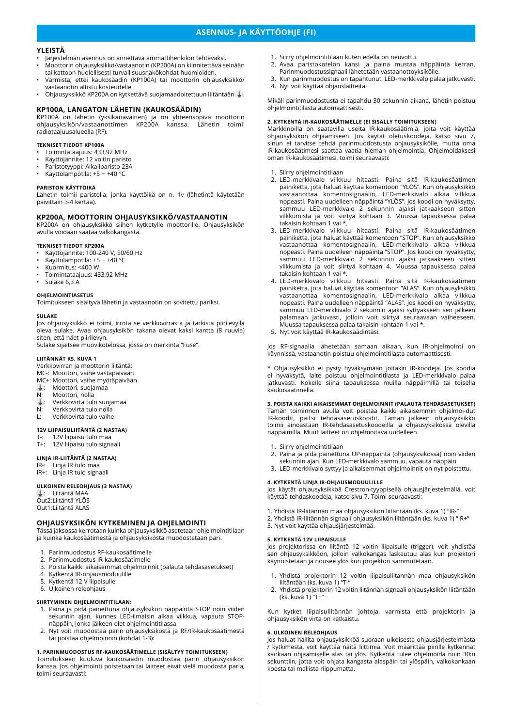# ASENNUS- JA KÄYTTÖOHJE (FI)

## YLEISTÄ

- Järjestelmän asennus on annettava ammattihenkilön tehtäväksi.
- Moottorin ohjausyksikkö/vastaanotin (KP200A) on kiinnitettävä seinään tai kattoon huolellisesti turvallisuusnäkökohdat huomioiden.
- Varmista, ettei kaukosäädin (KP100A) tai moottorin ohjausyksikkö/vastaanotin altistu kosteudelle.
- Ohjausyksikkö KP200A on kytkettävä suojamaadoitettuun liitäntään ⏚.

## KP100A, LANGATON LÄHETIN (KAUKOSÄÄDIN)

KP100A on lähetin (yksikanavainen) ja on yhteensopiva moottorin ohjausyksikön/vastaanottimen KP200A kanssa. Lähetin toimii radiotaajuusalueella (RF).

### TEKNISET TIEDOT KP100A

- Toimintataajuus: 433,92 MHz
- Käyttöjännite: 12 voltin paristo
- Paristotyyppi: Alkaliparisto 23A
- Käyttölämpötila: +5 ~ +40 °C

### PARISTON KÄYTTÖIKÄ

Lähetin toimii paristolla, jonka käyttöikä on n. 1v (lähetintä käytetään päivittäin 3-4 kertaa).

## KP200A, MOOTTORIN OHJAUSYKSIKKÖ/VASTAANOTIN

KP200A on ohjausyksikkö siihen kytketylle moottorille. Ohjausyksikön avulla voidaan säätää valkokangasta.

### TEKNISET TIEDOT KP200A

- Käyttöjännite: 100-240 V, 50/60 Hz
- Käyttölämpötila: +5 ~ +40 °C
- Kuormitus: <400 W
- Toimintataajuus: 433,92 MHz
- Sulake 6,3 A

### OHJELMOINTIASETUS

Toimitukseen sisältyvä lähetin ja vastaanotin on sovitettu pariksi.

### SULAKE

Jos ohjausyksikkö ei toimi, irrota se verkkovirrasta ja tarkista piirilevyllä oleva sulake. Avaa ohjausyksikön takana olevat kaksi kantta (8 ruuvia) siten, että näet piirilevyn.
Sulake sijaitsee muovikotelossa, jossa on merkintä "Fuse".

### LIITÄNNÄT KS. KUVA 1

Verkkovirran ja moottorin liitäntä:
MC-: Moottori, vaihe vastapäivään
MC+: Moottori, vaihe myötäpäivään
⏚: Moottori, suojamaa
N: Moottori, nolla
⏚: Verkkovirta tulo suojamaa
N: Verkkovirta tulo nolla
L: Verkkovirta tulo vaihe

### 12V LIIPAISULIITÄNTÄ (2 NASTAA)

T-: 12V liipaisu tulo maa
T+: 12V liipaisu tulo signaali

### LINJA IR-LIITÄNTÄ (2 NASTAA)

IR-: Linja IR tulo maa
IR+: Linja IR tulo signaali

### ULKOINEN RELEOHJAUS (3 NASTAA)

⏚: Liitäntä MAA
Out2: Liitäntä YLÖS
Out1: Liitäntä ALAS

## OHJAUSYKSIKÖN KYTKEMINEN JA OHJELMOINTI

Tässä jaksossa kerrotaan kuinka ohjausyksikkö asetetaan ohjelmointitilaan ja kuinka kaukosäätimestä ja ohjausyksiköstä muodostetaan pari.

1. Parinmuodostus RF-kaukosäätimelle
2. Parinmuodostus IR-kaukosäätimelle
3. Poista kaikki aikaisemmat ohjelmoinnit (palauta tehdasasetukset)
4. Kytkentä IR-ohjausmoduulille
5. Kytkentä 12 V liipaisulle
6. Ulkoinen releohjaus

### SIIRTYMINEN OHJELMOINTITILAAN:

1. Paina ja pidä painettuna ohjausyksikön näppäintä STOP noin viiden sekunnin ajan, kunnes LED-ilmaisin alkaa vilkkua, vapauta STOP-näppäin, jonka jälkeen olet ohjelmointitilassa.
2. Nyt voit muodostaa parin ohjausyksiköstä ja RF/IR-kaukosäätimestä tai poistaa ohjelmoinnin (kohdat 1-3):

### 1. PARINMUODOSTUS RF-KAUKOSÄÄTIMELLE (SISÄLTYY TOIMITUKSEEN)

Toimitukseen kuuluva kaukosäädin muodostaa parin ohjausyksikön kanssa. Jos ohjelmointi poistetaan tai laitteet eivät vielä muodosta paria, toimi seuraavasti:

1. Siirry ohjelmointitilaan kuten edellä on neuvottu.
2. Avaa paristokotelon kansi ja paina mustaa näppäintä kerran. Parinmuodostussignaali lähetetään vastaanottoyksikölle.
3. Kun parinmuodostus on tapahtunut, LED-merkkivalo palaa jatkuvasti.
4. Nyt voit käyttää ohjauslaitteita.

Mikäli parinmuodostusta ei tapahdu 30 sekunnin aikana, lähetin poistuu ohjelmointitilasta automaattisesti.

### 2. KYTKENTÄ IR-KAUKOSÄÄTIMELLE (EI SISÄLLY TOIMITUKSEEN)

Markkinoilla on saatavilla useita IR-kaukosäätimiä, joita voit käyttää ohjausyksikön ohjaamiseen. Jos käytät oletuskoodeja, katso sivu 7, sinun ei tarvitse tehdä parinmuodostusta ohjausyksikölle, mutta oma IR-kaukosäätimesi saattaa vaatia hieman ohjelmointia. Ohjelmoidaksesi oman IR-kaukosäätimesi, toimi seuraavasti:

1. Siirry ohjelmointitilaan
2. LED-merkkivalo vilkkuu hitaasti. Paina sitä IR-kaukosäätimen painiketta, jota haluat käyttää komentoon "YLÖS". Kun ohjausyksikkö vastaanottaa komentosignaalin, LED-merkkivalo alkaa vilkkua nopeasti. Paina uudelleen näppäintä "YLÖS". Jos koodi on hyväksytty, sammuu LED-merkkivalo 2 sekunnin ajaksi jatkaakseen sitten vilkkumista ja voit siirtyä kohtaan 3. Muussa tapauksessa palaa takaisin kohtaan 1 vai *.
3. LED-merkkivalo vilkkuu hitaasti. Paina sitä IR-kaukosäätimen painiketta, jota haluat käyttää komentoon "STOP". Kun ohjausyksikkö vastaanottaa komentosignaalin, LED-merkkivalo alkaa vilkkua nopeasti. Paina uudelleen näppäintä "STOP". Jos koodi on hyväksytty, sammuu LED-merkkivalo 2 sekunnin ajaksi jatkaakseen sitten vilkkumista ja voit siirtyä kohtaan 4. Muussa tapauksessa palaa takaisin kohtaan 1 vai *.
4. LED-merkkivalo vilkkuu hitaasti. Paina sitä IR-kaukosäätimen painiketta, jota haluat käyttää komentoon "ALAS". Kun ohjausyksikkö vastaanottaa komentosignaalin, LED-merkkivalo alkaa vilkkua nopeasti. Paina uudelleen näppäintä "ALAS". Jos koodi on hyväksytty, sammuu LED-merkkivalo 2 sekunnin ajaksi syttyäkseen sen jälkeen palamaan jatkuvasti, jolloin voit siirtyä seuraavaan vaiheeseen. Muussa tapauksessa palaa takaisin kohtaan 1 vai *.
5. Nyt voit käyttää IR-kaukosäädintäsi.

Jos RF-signaalia lähetetään samaan aikaan, kun IR-ohjelmointi on käynnissä, vastaanotin poistuu ohjelmointitilasta automaattisesti.

* Ohjausyksikkö ei pysty hyväksymään joitakin IR-koodeja. Jos koodia ei hyväksytä, laite poistuu ohjelmointitilasta ja LED-merkkivalo palaa jatkuvasti. Kokeile siinä tapauksessa muilla näppäimillä tai toisella kaukosäätimellä.

### 3. POISTA KAIKKI AIKAISEMMAT OHJELMOINNIT (PALAUTA TEHDASASETUKSET)

Tämän toiminnon avulla voit poistaa kaikki aikaisemmin ohjelmoi-dut IR-koodit, paitsi tehdasasetuskoodit. Tämän jälkeen ohjausyksikkö toimii ainoastaan IR-tehdasasetuskoodeilla ja ohjausyksikössä olevilla näppäimillä. Muut laitteet on ohjelmoitava uudelleen

1. Siirry ohjelmointitilaan
2. Paina ja pidä painettuna UP-näppäintä (ohjausyksikössä) noin viiden sekunnin ajan. Kun LED-merkkivalo sammuu, vapauta näppäin.
3. LED-merkkivalo syttyy ja aikaisemmat ohjelmoinnit on nyt poistettu.

### 4. KYTKENTÄ LINJA IR-OHJAUSMODUULILLE

Jos käytät ohjausyksikköä Crestron-tyyppisellä ohjausjärjestelmällä, voit käyttää tehdaskoodeja, katso sivu 7. Toimi seuraavasti:

1. Yhdistä IR-liitännän maa ohjausyksikön liitäntään (ks. kuva 1) "IR-"
2. Yhdistä IR-liitännän signaali ohjausyksikön liitäntään (ks. kuva 1) "IR+"
3. Nyt voit käyttää ohjausjärjestelmää.

### 5. KYTKENTÄ 12V LIIPAISULLE

Jos projektorissa on liitäntä 12 voltin liipaisulle (trigger), voit yhdistää sen ohjausyksikköön, jolloin valkokangas laskeutuu alas kun projektori käynnistetään ja nousee ylös kun projektori sammutetaan.

1. Yhdistä projektorin 12 voltin liipaisuliitännän maa ohjausyksikön liitäntään (ks. kuva 1) "T-"
2. Yhdistä projektorin 12 voltin liitännän signaali ohjausyksikön liitäntään (ks. kuva 1) "T+"

Kun kytket liipaisuliitännän johtoja, varmista että projektorin ja ohjausyksikön virta on katkaistu.

### 6. ULKOINEN RELEOHJAUS

Jos haluat hallita ohjausyksikköä suoraan ulkoisesta ohjausjärjestelmästä / kytkimestä, voit käyttää näitä liittimiä. Voit määrittää piirille kytkennät kankaan ohjaamiselle alas tai ylös. Kytkentä tulee ohjelmoida noin 30:n sekuntiin, jotta voit ohjata kangasta alaspäin tai ylöspäin, valkokankaan koosta tai mallista riippumatta.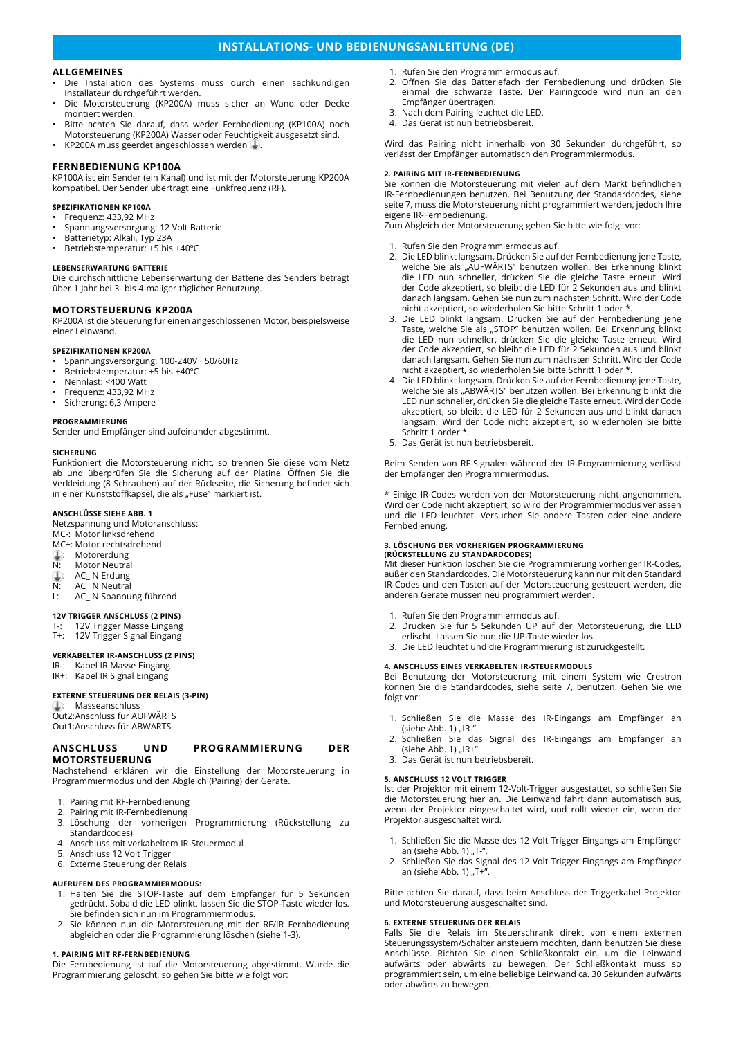## INSTALLATIONS- UND BEDIENUNGSANLEITUNG (DE)

### ALLGEMEINES

- Die Installation des Systems muss durch einen sachkundigen Installateur durchgeführt werden.
- Die Motorsteuerung (KP200A) muss sicher an Wand oder Decke montiert werden.
- Bitte achten Sie darauf, dass weder Fernbedienung (KP100A) noch Motorsteuerung (KP200A) Wasser oder Feuchtigkeit ausgesetzt sind.
- KP200A muss geerdet angeschlossen werden ⏚.

### FERNBEDIENUNG KP100A

KP100A ist ein Sender (ein Kanal) und ist mit der Motorsteuerung KP200A kompatibel. Der Sender überträgt eine Funkfrequenz (RF).

**SPEZIFIKATIONEN KP100A**

- Frequenz: 433,92 MHz
- Spannungsversorgung: 12 Volt Batterie
- Batterietyp: Alkali, Typ 23A
- Betriebstemperatur: +5 bis +40ºC

**LEBENSERWARTUNG BATTERIE**

Die durchschnittliche Lebenserwartung der Batterie des Senders beträgt über 1 Jahr bei 3- bis 4-maliger täglicher Benutzung.

### MOTORSTEUERUNG KP200A

KP200A ist die Steuerung für einen angeschlossenen Motor, beispielsweise einer Leinwand.

**SPEZIFIKATIONEN KP200A**

- Spannungsversorgung: 100-240V~ 50/60Hz
- Betriebstemperatur: +5 bis +40ºC
- Nennlast: <400 Watt
- Frequenz: 433,92 MHz
- Sicherung: 6,3 Ampere

**PROGRAMMIERUNG**

Sender und Empfänger sind aufeinander abgestimmt.

**SICHERUNG**

Funktioniert die Motorsteuerung nicht, so trennen Sie diese vom Netz ab und überprüfen Sie die Sicherung auf der Platine. Öffnen Sie die Verkleidung (8 Schrauben) auf der Rückseite, die Sicherung befindet sich in einer Kunststoffkapsel, die als „Fuse" markiert ist.

**ANSCHLÜSSE SIEHE ABB. 1**

Netzspannung und Motoranschluss:
MC-: Motor linksdrehend
MC+: Motor rechtsdrehend
⏚: Motorerdung
N: Motor Neutral
⏚: AC_IN Erdung
N: AC_IN Neutral
L: AC_IN Spannung führend

**12V TRIGGER ANSCHLUSS (2 PINS)**

T-: 12V Trigger Masse Eingang
T+: 12V Trigger Signal Eingang

**VERKABELTER IR-ANSCHLUSS (2 PINS)**

IR-: Kabel IR Masse Eingang
IR+: Kabel IR Signal Eingang

**EXTERNE STEUERUNG DER RELAIS (3-PIN)**

⏚: Masseanschluss
Out2:Anschluss für AUFWÄRTS
Out1:Anschluss für ABWÄRTS

### ANSCHLUSS UND PROGRAMMIERUNG DER MOTORSTEUERUNG

Nachstehend erklären wir die Einstellung der Motorsteuerung in Programmiermodus und den Abgleich (Pairing) der Geräte.

1. Pairing mit RF-Fernbedienung
2. Pairing mit IR-Fernbedienung
3. Löschung der vorherigen Programmierung (Rückstellung zu Standardcodes)
4. Anschluss mit verkabeltem IR-Steuermodul
5. Anschluss 12 Volt Trigger
6. Externe Steuerung der Relais

**AUFRUFEN DES PROGRAMMIERMODUS:**

1. Halten Sie die STOP-Taste auf dem Empfänger für 5 Sekunden gedrückt. Sobald die LED blinkt, lassen Sie die STOP-Taste wieder los. Sie befinden sich nun im Programmiermodus.
2. Sie können nun die Motorsteuerung mit der RF/IR Fernbedienung abgleichen oder die Programmierung löschen (siehe 1-3).

**1. PAIRING MIT RF-FERNBEDIENUNG**

Die Fernbedienung ist auf die Motorsteuerung abgestimmt. Wurde die Programmierung gelöscht, so gehen Sie bitte wie folgt vor:

1. Rufen Sie den Programmiermodus auf.
2. Öffnen Sie das Batteriefach der Fernbedienung und drücken Sie einmal die schwarze Taste. Der Pairingcode wird nun an den Empfänger übertragen.
3. Nach dem Pairing leuchtet die LED.
4. Das Gerät ist nun betriebsbereit.

Wird das Pairing nicht innerhalb von 30 Sekunden durchgeführt, so verlässt der Empfänger automatisch den Programmiermodus.

**2. PAIRING MIT IR-FERNBEDIENUNG**

Sie können die Motorsteuerung mit vielen auf dem Markt befindlichen IR-Fernbedienungen benutzen. Bei Benutzung der Standardcodes, siehe seite 7, muss die Motorsteuerung nicht programmiert werden, jedoch Ihre eigene IR-Fernbedienung.
Zum Abgleich der Motorsteuerung gehen Sie bitte wie folgt vor:

1. Rufen Sie den Programmiermodus auf.
2. Die LED blinkt langsam. Drücken Sie auf der Fernbedienung jene Taste, welche Sie als „AUFWÄRTS" benutzen wollen. Bei Erkennung blinkt die LED nun schneller, drücken Sie die gleiche Taste erneut. Wird der Code akzeptiert, so bleibt die LED für 2 Sekunden aus und blinkt danach langsam. Gehen Sie nun zum nächsten Schritt. Wird der Code nicht akzeptiert, so wiederholen Sie bitte Schritt 1 oder *.
3. Die LED blinkt langsam. Drücken Sie auf der Fernbedienung jene Taste, welche Sie als „STOP" benutzen wollen. Bei Erkennung blinkt die LED nun schneller, drücken Sie die gleiche Taste erneut. Wird der Code akzeptiert, so bleibt die LED für 2 Sekunden aus und blinkt danach langsam. Gehen Sie nun zum nächsten Schritt. Wird der Code nicht akzeptiert, so wiederholen Sie bitte Schritt 1 oder *.
4. Die LED blinkt langsam. Drücken Sie auf der Fernbedienung jene Taste, welche Sie als „ABWÄRTS" benutzen wollen. Bei Erkennung blinkt die LED nun schneller, drücken Sie die gleiche Taste erneut. Wird der Code akzeptiert, so bleibt die LED für 2 Sekunden aus und blinkt danach langsam. Wird der Code nicht akzeptiert, so wiederholen Sie bitte Schritt 1 order *.
5. Das Gerät ist nun betriebsbereit.

Beim Senden von RF-Signalen während der IR-Programmierung verlässt der Empfänger den Programmiermodus.

* Einige IR-Codes werden von der Motorsteuerung nicht angenommen. Wird der Code nicht akzeptiert, so wird der Programmiermodus verlassen und die LED leuchtet. Versuchen Sie andere Tasten oder eine andere Fernbedienung.

**3. LÖSCHUNG DER VORHERIGEN PROGRAMMIERUNG (RÜCKSTELLUNG ZU STANDARDCODES)**

Mit dieser Funktion löschen Sie die Programmierung vorheriger IR-Codes, außer den Standardcodes. Die Motorsteuerung kann nur mit den Standard IR-Codes und den Tasten auf der Motorsteuerung gesteuert werden, die anderen Geräte müssen neu programmiert werden.

1. Rufen Sie den Programmiermodus auf.
2. Drücken Sie für 5 Sekunden UP auf der Motorsteuerung, die LED erlischt. Lassen Sie nun die UP-Taste wieder los.
3. Die LED leuchtet und die Programmierung ist zurückgestellt.

**4. ANSCHLUSS EINES VERKABELTEN IR-STEUERMODULS**

Bei Benutzung der Motorsteuerung mit einem System wie Crestron können Sie die Standardcodes, siehe seite 7, benutzen. Gehen Sie wie folgt vor:

1. Schließen Sie die Masse des IR-Eingangs am Empfänger an (siehe Abb. 1) „IR-".
2. Schließen Sie das Signal des IR-Eingangs am Empfänger an (siehe Abb. 1) „IR+".
3. Das Gerät ist nun betriebsbereit.

**5. ANSCHLUSS 12 VOLT TRIGGER**

Ist der Projektor mit einem 12-Volt-Trigger ausgestattet, so schließen Sie die Motorsteuerung hier an. Die Leinwand fährt dann automatisch aus, wenn der Projektor eingeschaltet wird, und rollt wieder ein, wenn der Projektor ausgeschaltet wird.

1. Schließen Sie die Masse des 12 Volt Trigger Eingangs am Empfänger an (siehe Abb. 1) „T-".
2. Schließen Sie das Signal des 12 Volt Trigger Eingangs am Empfänger an (siehe Abb. 1) „T+".

Bitte achten Sie darauf, dass beim Anschluss der Triggerkabel Projektor und Motorsteuerung ausgeschaltet sind.

**6. EXTERNE STEUERUNG DER RELAIS**

Falls Sie die Relais im Steuerschrank direkt von einem externen Steuerungssystem/Schalter ansteuern möchten, dann benutzen Sie diese Anschlüsse. Richten Sie einen Schließkontakt ein, um die Leinwand aufwärts oder abwärts zu bewegen. Der Schließkontakt muss so programmiert sein, um eine beliebige Leinwand ca. 30 Sekunden aufwärts oder abwärts zu bewegen.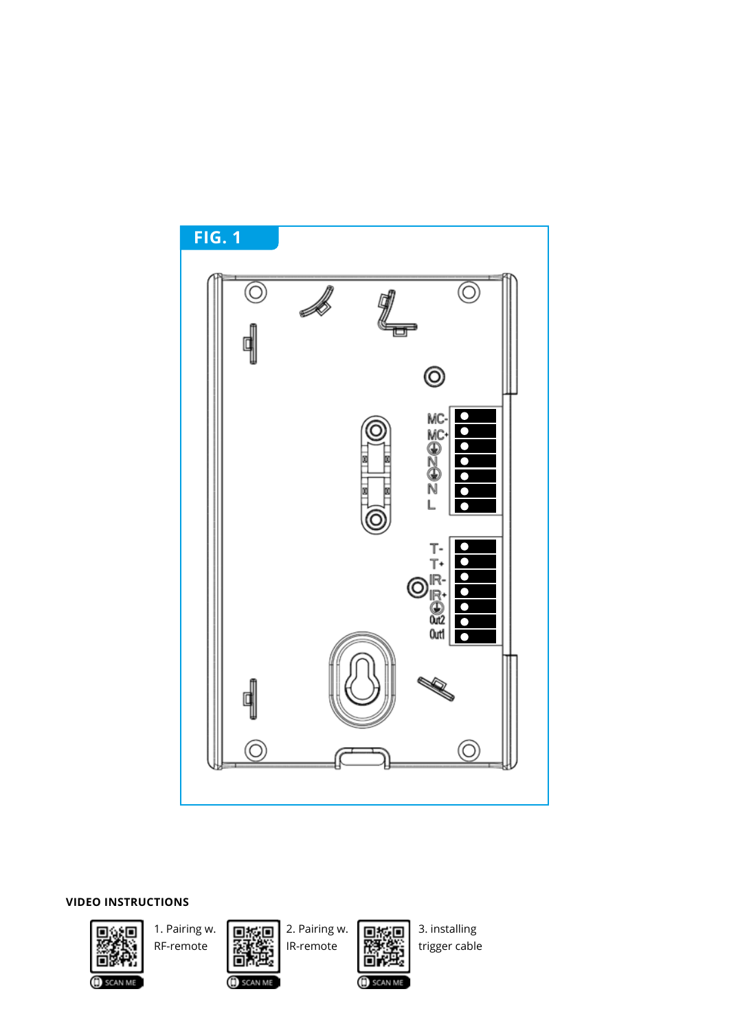FIG. 1

MC-
MC+
⏚
N
⏚
N
L

T-
T+
IR-
IR+
⏚
Out2
Out1

**VIDEO INSTRUCTIONS**

SCAN ME — 1. Pairing w. RF-remote

SCAN ME — 2. Pairing w. IR-remote

SCAN ME — 3. installing trigger cable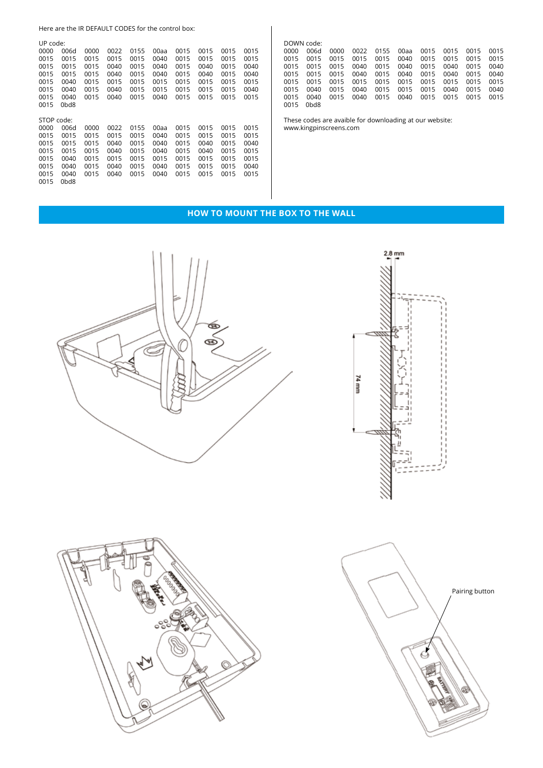Here are the IR DEFAULT CODES for the control box:

UP code:

```
0000 006d 0000 0022 0155 00aa 0015 0015 0015 0015
0015 0015 0015 0015 0015 0040 0015 0015 0015 0015
0015 0015 0015 0040 0015 0040 0015 0040 0015 0040
0015 0015 0015 0040 0015 0040 0015 0040 0015 0040
0015 0040 0015 0015 0015 0015 0015 0015 0015 0015
0015 0040 0015 0040 0015 0015 0015 0015 0015 0040
0015 0040 0015 0040 0015 0040 0015 0015 0015 0015
0015 0bd8
```

STOP code:

```
0000 006d 0000 0022 0155 00aa 0015 0015 0015 0015
0015 0015 0015 0015 0015 0040 0015 0015 0015 0015
0015 0015 0015 0040 0015 0040 0015 0040 0015 0040
0015 0015 0015 0040 0015 0040 0015 0040 0015 0015
0015 0040 0015 0015 0015 0015 0015 0015 0015 0015
0015 0040 0015 0040 0015 0040 0015 0015 0015 0040
0015 0040 0015 0040 0015 0040 0015 0015 0015 0015
0015 0bd8
```

DOWN code:

```
0000 006d 0000 0022 0155 00aa 0015 0015 0015 0015
0015 0015 0015 0015 0015 0040 0015 0015 0015 0015
0015 0015 0015 0040 0015 0040 0015 0040 0015 0040
0015 0015 0015 0040 0015 0040 0015 0040 0015 0040
0015 0015 0015 0015 0015 0015 0015 0015 0015 0015
0015 0040 0015 0040 0015 0015 0015 0040 0015 0040
0015 0040 0015 0040 0015 0040 0015 0015 0015 0015
0015 0bd8
```

These codes are avaible for downloading at our website:
www.kingpinscreens.com

## HOW TO MOUNT THE BOX TO THE WALL

2.8 mm

74 mm

Pairing button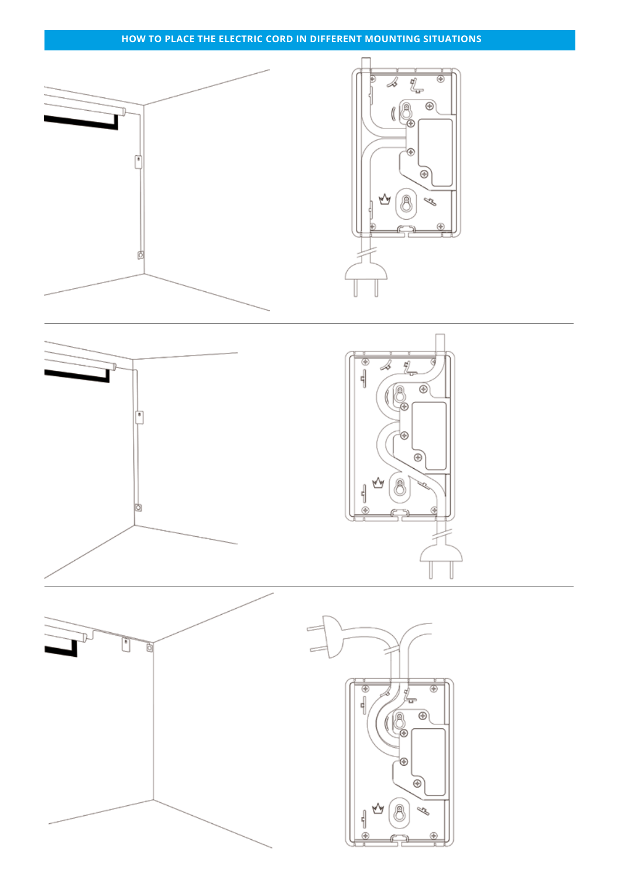## HOW TO PLACE THE ELECTRIC CORD IN DIFFERENT MOUNTING SITUATIONS